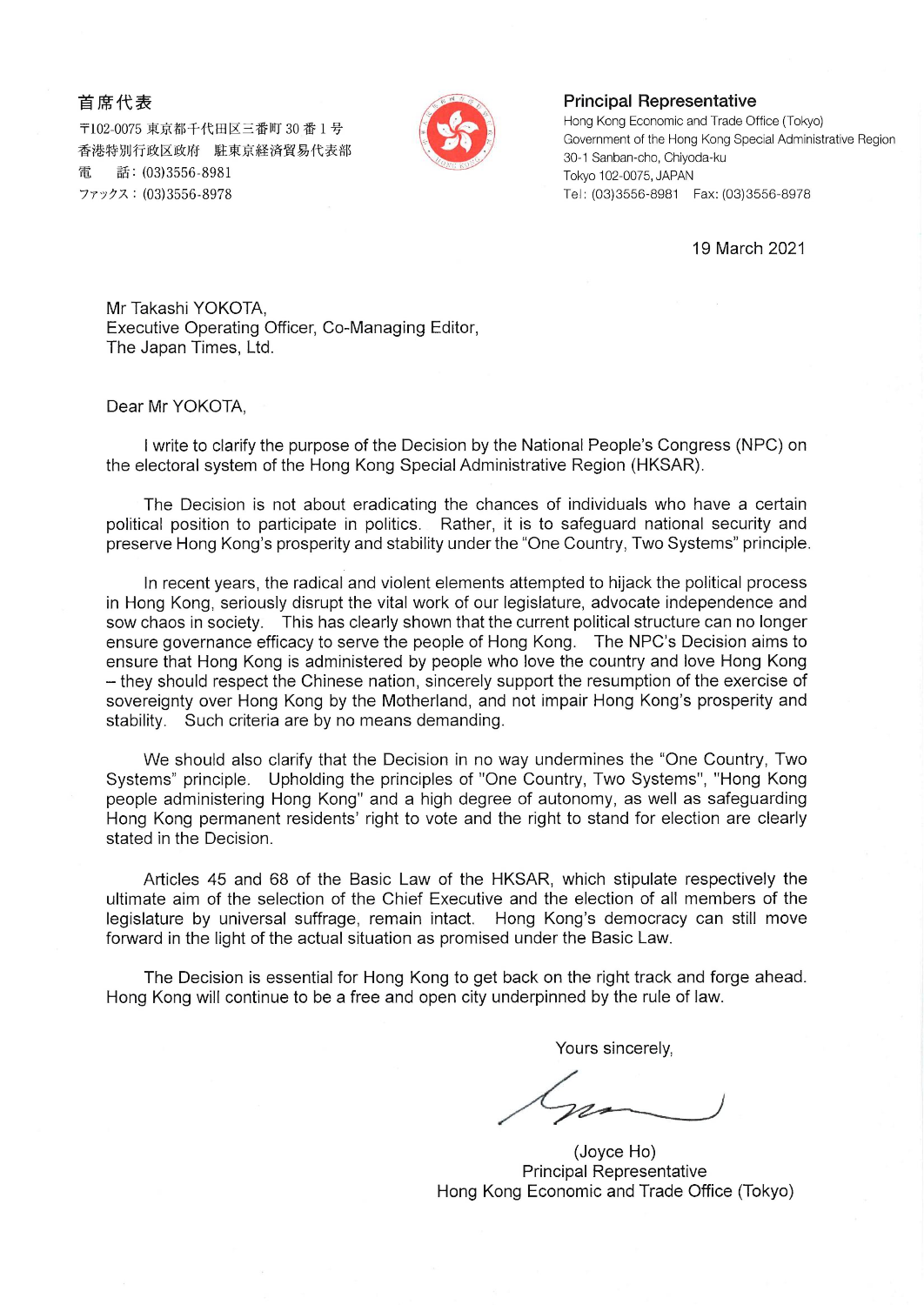首席代表
〒102-0075 東京都千代田区三番町 30 番 1 号
香港特別行政区政府　駐東京経済貿易代表部
電　話：(03)3556-8981
ファックス：(03)3556-8978

**Principal Representative**
Hong Kong Economic and Trade Office (Tokyo)
Government of the Hong Kong Special Administrative Region
30-1 Sanban-cho, Chiyoda-ku
Tokyo 102-0075, JAPAN
Tel: (03)3556-8981 Fax: (03)3556-8978

19 March 2021

Mr Takashi YOKOTA,
Executive Operating Officer, Co-Managing Editor,
The Japan Times, Ltd.

Dear Mr YOKOTA,

I write to clarify the purpose of the Decision by the National People's Congress (NPC) on the electoral system of the Hong Kong Special Administrative Region (HKSAR).

The Decision is not about eradicating the chances of individuals who have a certain political position to participate in politics. Rather, it is to safeguard national security and preserve Hong Kong's prosperity and stability under the "One Country, Two Systems" principle.

In recent years, the radical and violent elements attempted to hijack the political process in Hong Kong, seriously disrupt the vital work of our legislature, advocate independence and sow chaos in society. This has clearly shown that the current political structure can no longer ensure governance efficacy to serve the people of Hong Kong. The NPC's Decision aims to ensure that Hong Kong is administered by people who love the country and love Hong Kong – they should respect the Chinese nation, sincerely support the resumption of the exercise of sovereignty over Hong Kong by the Motherland, and not impair Hong Kong's prosperity and stability. Such criteria are by no means demanding.

We should also clarify that the Decision in no way undermines the "One Country, Two Systems" principle. Upholding the principles of "One Country, Two Systems", "Hong Kong people administering Hong Kong" and a high degree of autonomy, as well as safeguarding Hong Kong permanent residents' right to vote and the right to stand for election are clearly stated in the Decision.

Articles 45 and 68 of the Basic Law of the HKSAR, which stipulate respectively the ultimate aim of the selection of the Chief Executive and the election of all members of the legislature by universal suffrage, remain intact. Hong Kong's democracy can still move forward in the light of the actual situation as promised under the Basic Law.

The Decision is essential for Hong Kong to get back on the right track and forge ahead. Hong Kong will continue to be a free and open city underpinned by the rule of law.

Yours sincerely,

(Joyce Ho)
Principal Representative
Hong Kong Economic and Trade Office (Tokyo)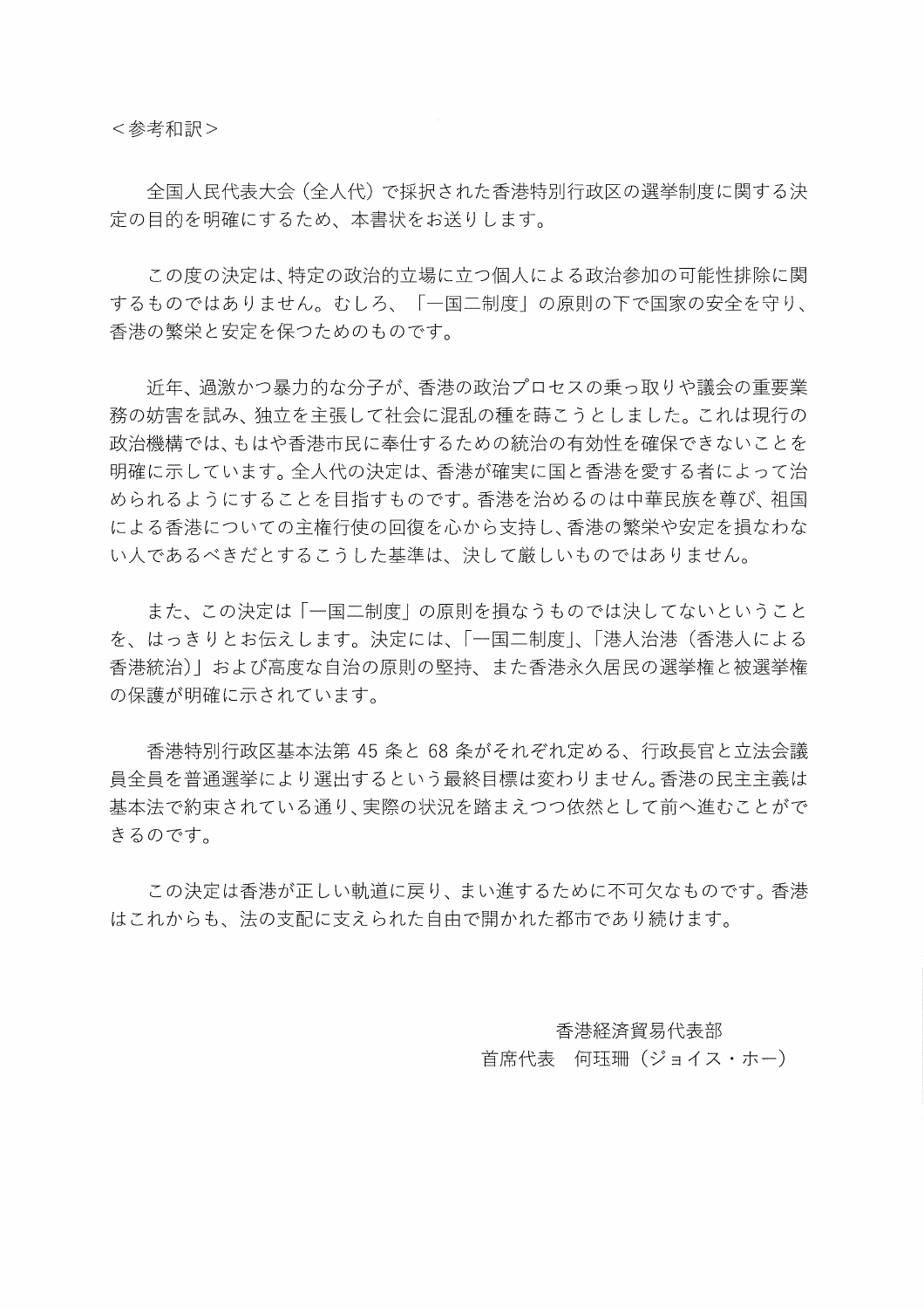＜参考和訳＞

全国人民代表大会（全人代）で採択された香港特別行政区の選挙制度に関する決定の目的を明確にするため、本書状をお送りします。

この度の決定は、特定の政治的立場に立つ個人による政治参加の可能性排除に関するものではありません。むしろ、「一国二制度」の原則の下で国家の安全を守り、香港の繁栄と安定を保つためのものです。

近年、過激かつ暴力的な分子が、香港の政治プロセスの乗っ取りや議会の重要業務の妨害を試み、独立を主張して社会に混乱の種を蒔こうとしました。これは現行の政治機構では、もはや香港市民に奉仕するための統治の有効性を確保できないことを明確に示しています。全人代の決定は、香港が確実に国と香港を愛する者によって治められるようにすることを目指すものです。香港を治めるのは中華民族を尊び、祖国による香港についての主権行使の回復を心から支持し、香港の繁栄や安定を損なわない人であるべきだとするこうした基準は、決して厳しいものではありません。

また、この決定は「一国二制度」の原則を損なうものでは決してないということを、はっきりとお伝えします。決定には、「一国二制度」、「港人治港（香港人による香港統治）」および高度な自治の原則の堅持、また香港永久居民の選挙権と被選挙権の保護が明確に示されています。

香港特別行政区基本法第 45 条と 68 条がそれぞれ定める、行政長官と立法会議員全員を普通選挙により選出するという最終目標は変わりません。香港の民主主義は基本法で約束されている通り、実際の状況を踏まえつつ依然として前へ進むことができるのです。

この決定は香港が正しい軌道に戻り、まい進するために不可欠なものです。香港はこれからも、法の支配に支えられた自由で開かれた都市であり続けます。

香港経済貿易代表部
首席代表　何珏珊（ジョイス・ホー）